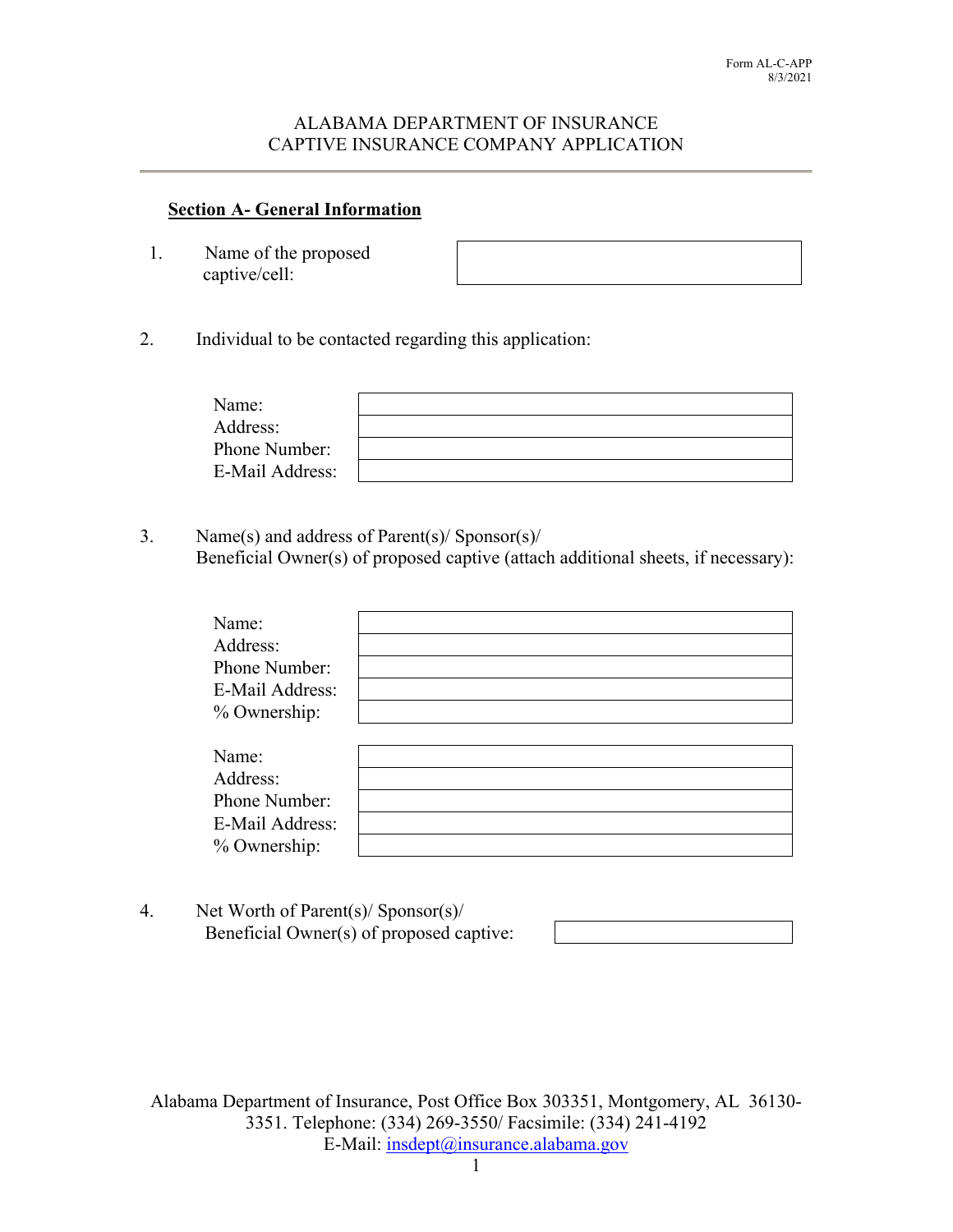Form AL-C-APP
8/3/2021

# ALABAMA DEPARTMENT OF INSURANCE
# CAPTIVE INSURANCE COMPANY APPLICATION

## Section A- General Information

1. Name of the proposed captive/cell:

| |
|---|

2. Individual to be contacted regarding this application:

| | |
|---|---|
| Name: | |
| Address: | |
| Phone Number: | |
| E-Mail Address: | |

3. Name(s) and address of Parent(s)/ Sponsor(s)/ Beneficial Owner(s) of proposed captive (attach additional sheets, if necessary):

| | |
|---|---|
| Name: | |
| Address: | |
| Phone Number: | |
| E-Mail Address: | |
| % Ownership: | |

| | |
|---|---|
| Name: | |
| Address: | |
| Phone Number: | |
| E-Mail Address: | |
| % Ownership: | |

4. Net Worth of Parent(s)/ Sponsor(s)/ Beneficial Owner(s) of proposed captive:

| |
|---|

Alabama Department of Insurance, Post Office Box 303351, Montgomery, AL 36130-3351. Telephone: (334) 269-3550/ Facsimile: (334) 241-4192
E-Mail: insdept@insurance.alabama.gov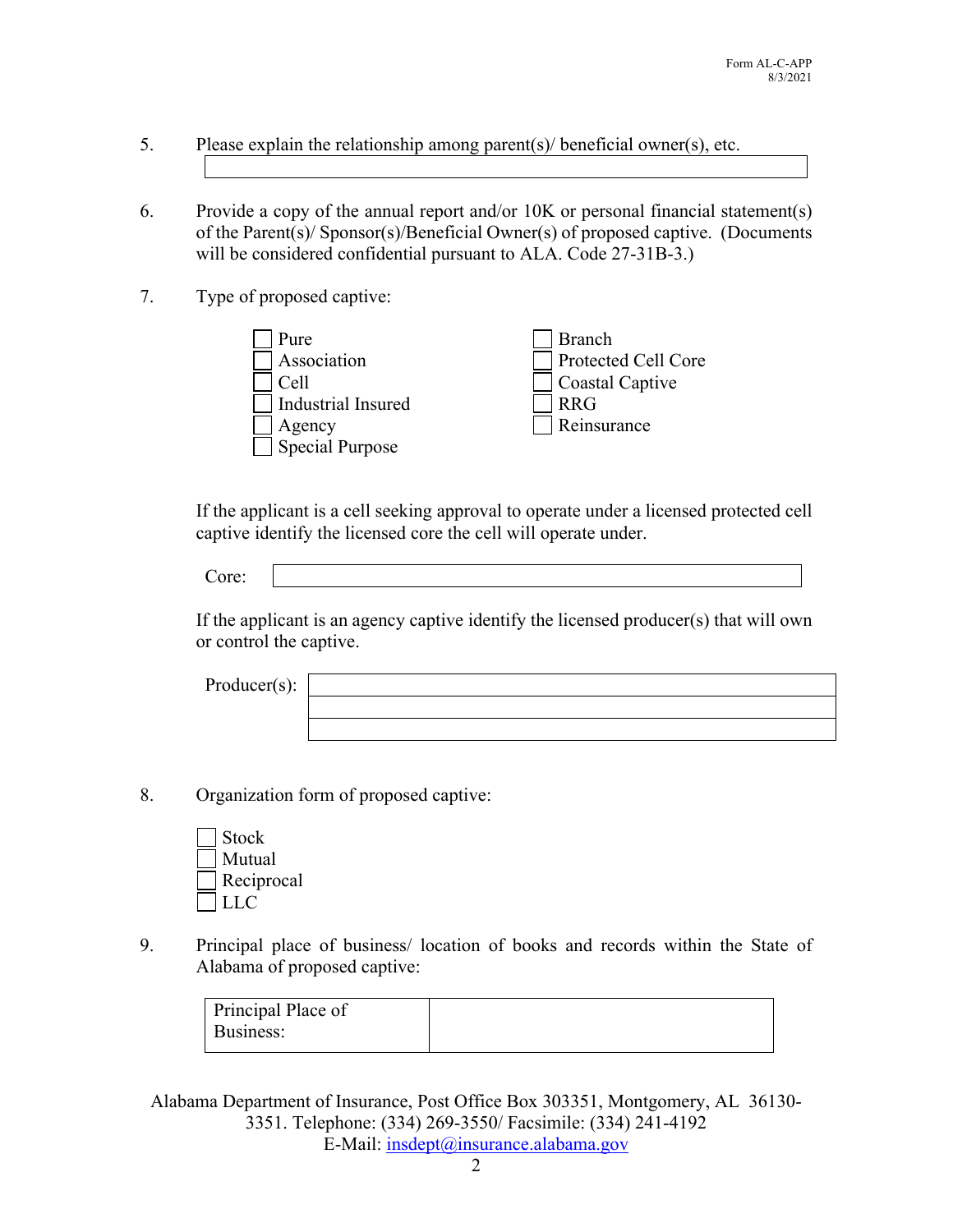5. Please explain the relationship among parent(s)/ beneficial owner(s), etc.

6. Provide a copy of the annual report and/or 10K or personal financial statement(s) of the Parent(s)/ Sponsor(s)/Beneficial Owner(s) of proposed captive. (Documents will be considered confidential pursuant to ALA. Code 27-31B-3.)

7. Type of proposed captive:

- ☐ Pure
- ☐ Association
- ☐ Cell
- ☐ Industrial Insured
- ☐ Agency
- ☐ Special Purpose
- ☐ Branch
- ☐ Protected Cell Core
- ☐ Coastal Captive
- ☐ RRG
- ☐ Reinsurance

If the applicant is a cell seeking approval to operate under a licensed protected cell captive identify the licensed core the cell will operate under.

Core: ______________________

If the applicant is an agency captive identify the licensed producer(s) that will own or control the captive.

Producer(s): ______________________

8. Organization form of proposed captive:

- ☐ Stock
- ☐ Mutual
- ☐ Reciprocal
- ☐ LLC

9. Principal place of business/ location of books and records within the State of Alabama of proposed captive:

| Principal Place of Business: | |
|---|---|

Alabama Department of Insurance, Post Office Box 303351, Montgomery, AL 36130-3351. Telephone: (334) 269-3550/ Facsimile: (334) 241-4192
E-Mail: insdept@insurance.alabama.gov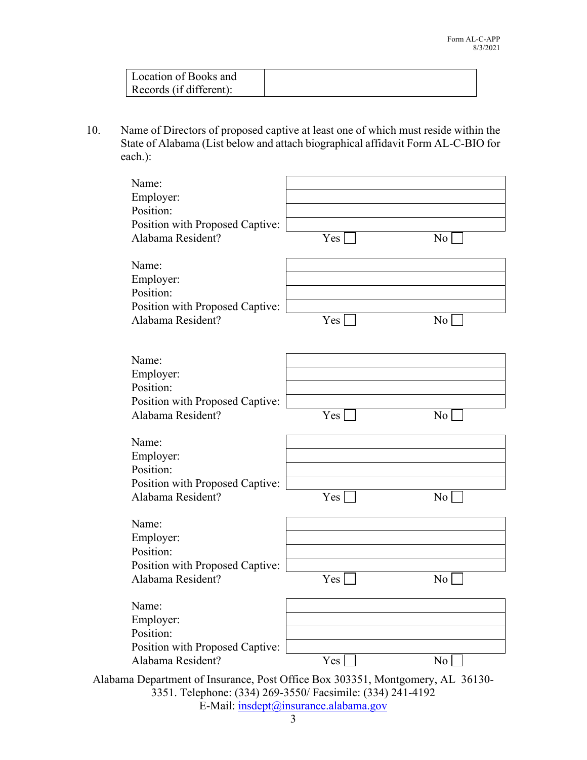| Location of Books and Records (if different): | |
|---|---|

10. Name of Directors of proposed captive at least one of which must reside within the State of Alabama (List below and attach biographical affidavit Form AL-C-BIO for each.):

| | | |
|---|---|---|
| Name: | | |
| Employer: | | |
| Position: | | |
| Position with Proposed Captive: | | |
| Alabama Resident? | Yes ☐ | No ☐ |

| | | |
|---|---|---|
| Name: | | |
| Employer: | | |
| Position: | | |
| Position with Proposed Captive: | | |
| Alabama Resident? | Yes ☐ | No ☐ |

| | | |
|---|---|---|
| Name: | | |
| Employer: | | |
| Position: | | |
| Position with Proposed Captive: | | |
| Alabama Resident? | Yes ☐ | No ☐ |

| | | |
|---|---|---|
| Name: | | |
| Employer: | | |
| Position: | | |
| Position with Proposed Captive: | | |
| Alabama Resident? | Yes ☐ | No ☐ |

| | | |
|---|---|---|
| Name: | | |
| Employer: | | |
| Position: | | |
| Position with Proposed Captive: | | |
| Alabama Resident? | Yes ☐ | No ☐ |

| | | |
|---|---|---|
| Name: | | |
| Employer: | | |
| Position: | | |
| Position with Proposed Captive: | | |
| Alabama Resident? | Yes ☐ | No ☐ |

Alabama Department of Insurance, Post Office Box 303351, Montgomery, AL 36130-3351. Telephone: (334) 269-3550/ Facsimile: (334) 241-4192
E-Mail: insdept@insurance.alabama.gov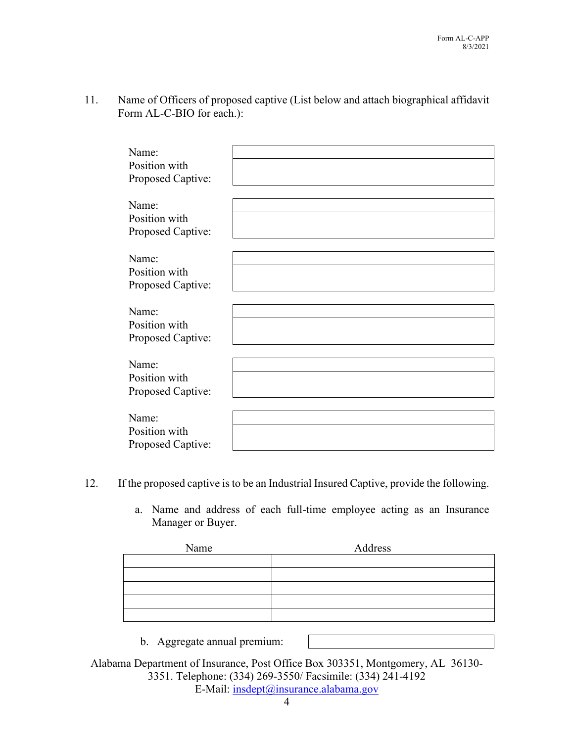11. Name of Officers of proposed captive (List below and attach biographical affidavit Form AL-C-BIO for each.):

| | |
|---|---|
| Name: | |
| Position with Proposed Captive: | |

| | |
|---|---|
| Name: | |
| Position with Proposed Captive: | |

| | |
|---|---|
| Name: | |
| Position with Proposed Captive: | |

| | |
|---|---|
| Name: | |
| Position with Proposed Captive: | |

| | |
|---|---|
| Name: | |
| Position with Proposed Captive: | |

| | |
|---|---|
| Name: | |
| Position with Proposed Captive: | |

12. If the proposed captive is to be an Industrial Insured Captive, provide the following.

   a. Name and address of each full-time employee acting as an Insurance Manager or Buyer.

| Name | Address |
|---|---|
| | |
| | |
| | |
| | |
| | |

   b. Aggregate annual premium:

Alabama Department of Insurance, Post Office Box 303351, Montgomery, AL 36130-3351. Telephone: (334) 269-3550/ Facsimile: (334) 241-4192
E-Mail: insdept@insurance.alabama.gov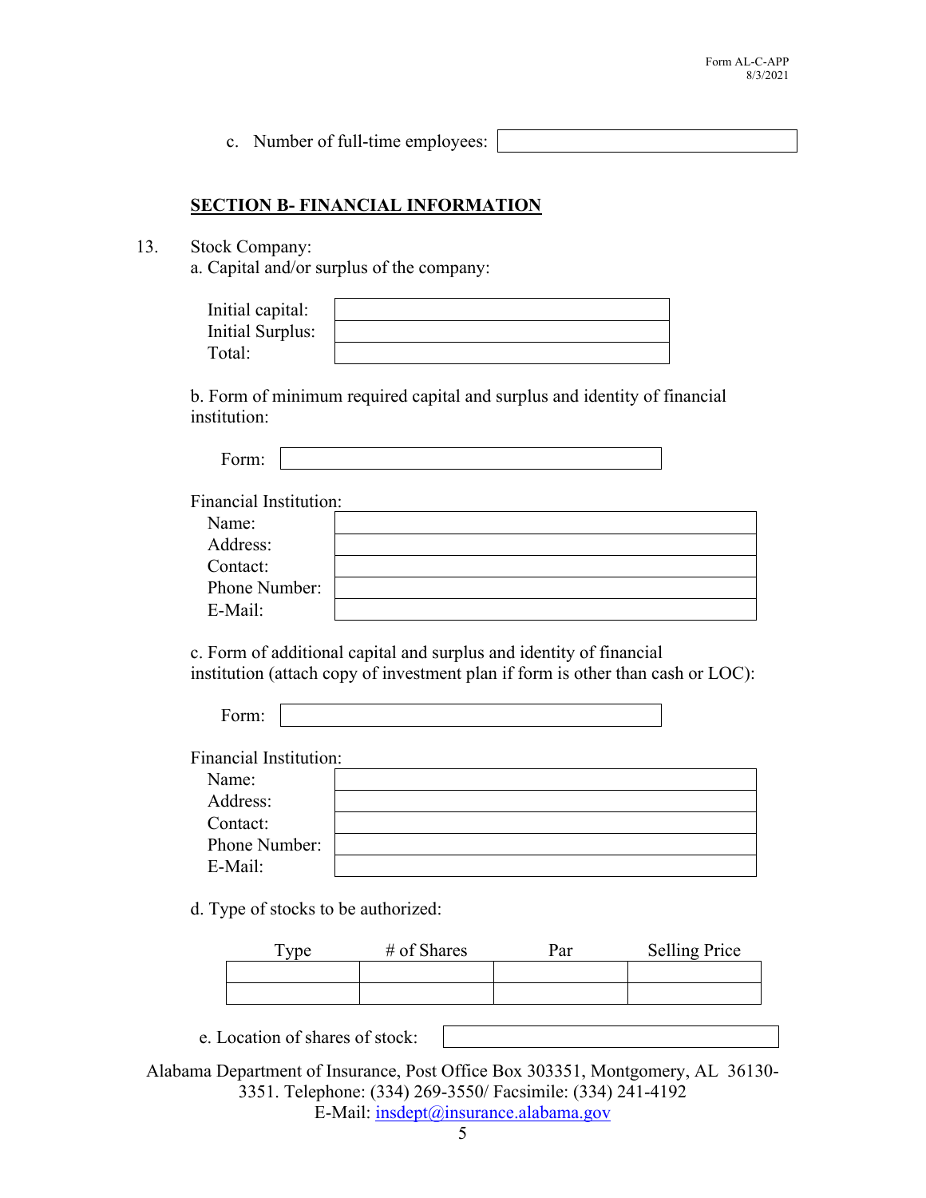c. Number of full-time employees: 

## SECTION B- FINANCIAL INFORMATION

13. Stock Company:

a. Capital and/or surplus of the company:

| | |
|---|---|
| Initial capital: | |
| Initial Surplus: | |
| Total: | |

b. Form of minimum required capital and surplus and identity of financial institution:

Form: 

Financial Institution:

| | |
|---|---|
| Name: | |
| Address: | |
| Contact: | |
| Phone Number: | |
| E-Mail: | |

c. Form of additional capital and surplus and identity of financial institution (attach copy of investment plan if form is other than cash or LOC):

Form: 

Financial Institution:

| | |
|---|---|
| Name: | |
| Address: | |
| Contact: | |
| Phone Number: | |
| E-Mail: | |

d. Type of stocks to be authorized:

| Type | # of Shares | Par | Selling Price |
|---|---|---|---|
| | | | |
| | | | |

e. Location of shares of stock: 

Alabama Department of Insurance, Post Office Box 303351, Montgomery, AL 36130-3351. Telephone: (334) 269-3550/ Facsimile: (334) 241-4192
E-Mail: insdept@insurance.alabama.gov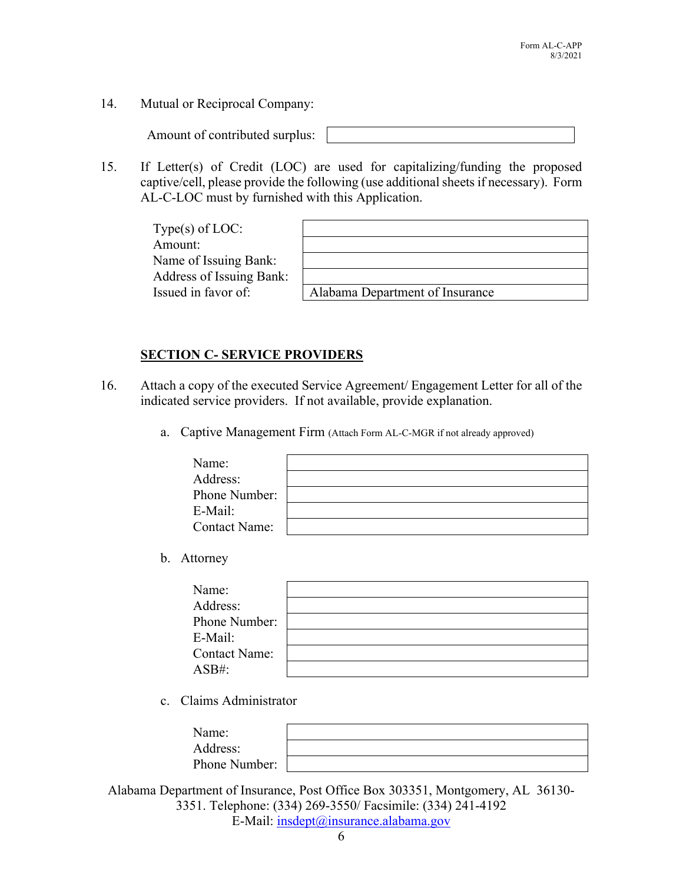14. Mutual or Reciprocal Company:

| | |
|---|---|
| Amount of contributed surplus: | |

15. If Letter(s) of Credit (LOC) are used for capitalizing/funding the proposed captive/cell, please provide the following (use additional sheets if necessary). Form AL-C-LOC must by furnished with this Application.

| | |
|---|---|
| Type(s) of LOC: | |
| Amount: | |
| Name of Issuing Bank: | |
| Address of Issuing Bank: | |
| Issued in favor of: | Alabama Department of Insurance |

## SECTION C- SERVICE PROVIDERS

16. Attach a copy of the executed Service Agreement/ Engagement Letter for all of the indicated service providers. If not available, provide explanation.

   a. Captive Management Firm (Attach Form AL-C-MGR if not already approved)

| | |
|---|---|
| Name: | |
| Address: | |
| Phone Number: | |
| E-Mail: | |
| Contact Name: | |

   b. Attorney

| | |
|---|---|
| Name: | |
| Address: | |
| Phone Number: | |
| E-Mail: | |
| Contact Name: | |
| ASB#: | |

   c. Claims Administrator

| | |
|---|---|
| Name: | |
| Address: | |
| Phone Number: | |

Alabama Department of Insurance, Post Office Box 303351, Montgomery, AL 36130-3351. Telephone: (334) 269-3550/ Facsimile: (334) 241-4192
E-Mail: insdept@insurance.alabama.gov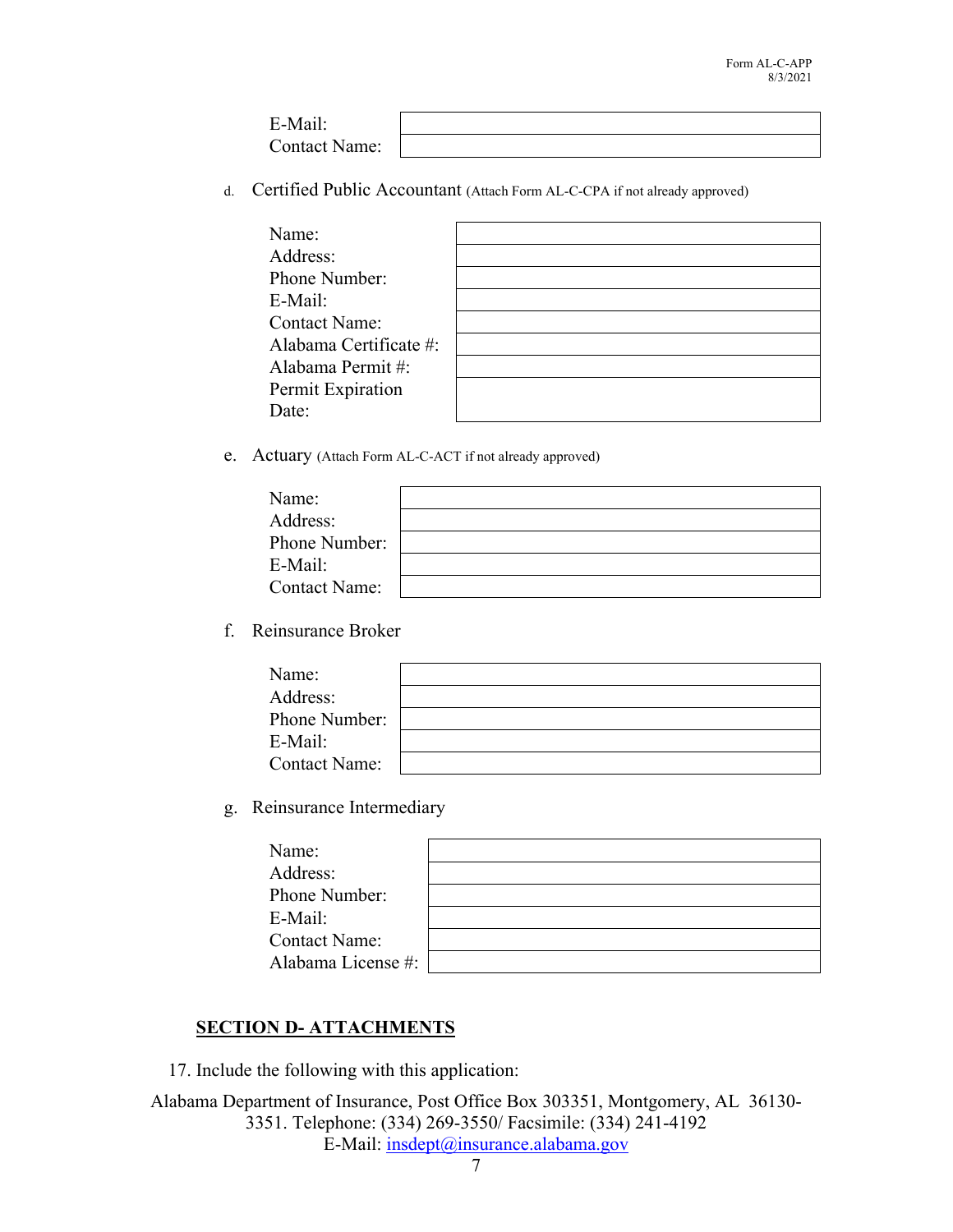| | |
|---|---|
| E-Mail: | |
| Contact Name: | |

d. Certified Public Accountant (Attach Form AL-C-CPA if not already approved)

| | |
|---|---|
| Name: | |
| Address: | |
| Phone Number: | |
| E-Mail: | |
| Contact Name: | |
| Alabama Certificate #: | |
| Alabama Permit #: | |
| Permit Expiration Date: | |

e. Actuary (Attach Form AL-C-ACT if not already approved)

| | |
|---|---|
| Name: | |
| Address: | |
| Phone Number: | |
| E-Mail: | |
| Contact Name: | |

f. Reinsurance Broker

| | |
|---|---|
| Name: | |
| Address: | |
| Phone Number: | |
| E-Mail: | |
| Contact Name: | |

g. Reinsurance Intermediary

| | |
|---|---|
| Name: | |
| Address: | |
| Phone Number: | |
| E-Mail: | |
| Contact Name: | |
| Alabama License #: | |

## SECTION D- ATTACHMENTS

17. Include the following with this application:

Alabama Department of Insurance, Post Office Box 303351, Montgomery, AL 36130-3351. Telephone: (334) 269-3550/ Facsimile: (334) 241-4192
E-Mail: insdept@insurance.alabama.gov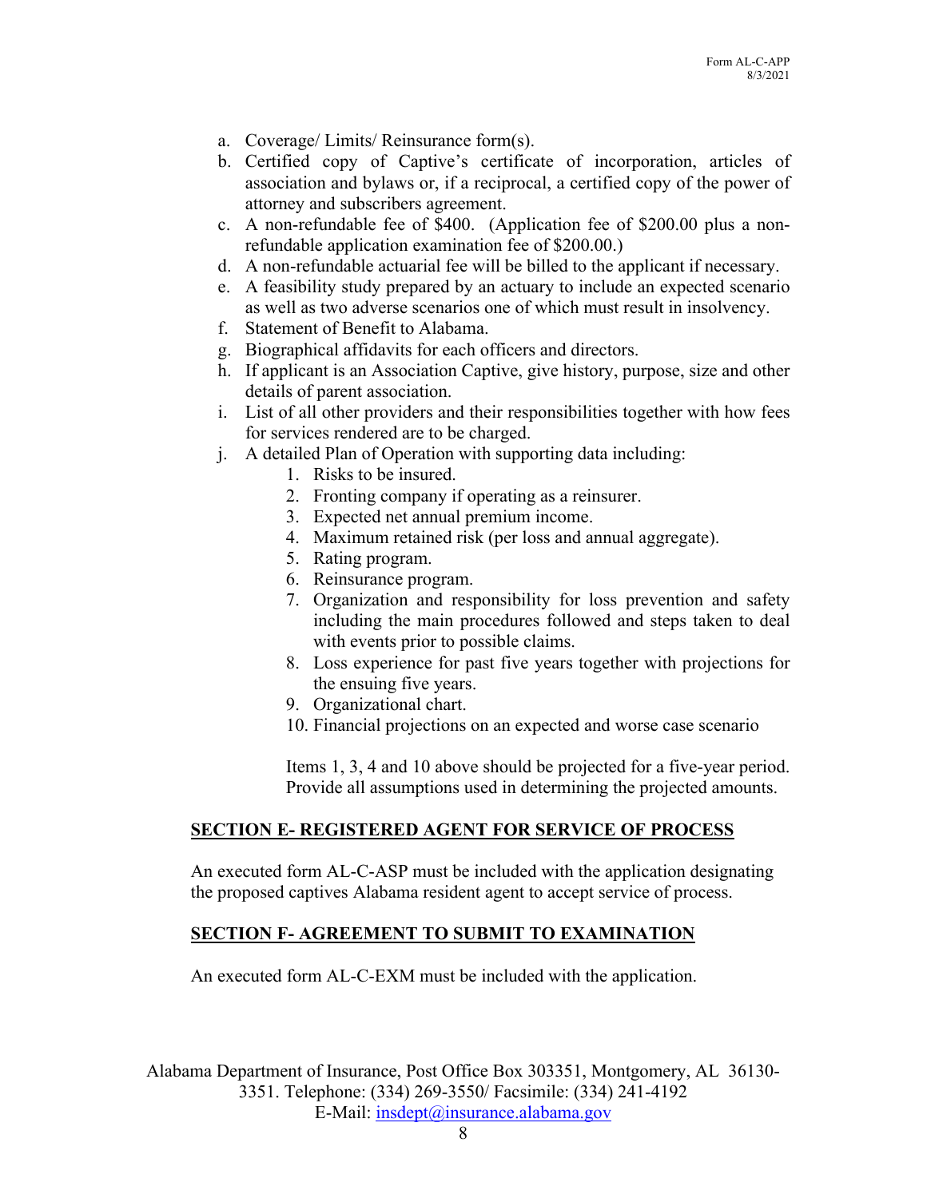a. Coverage/ Limits/ Reinsurance form(s).
b. Certified copy of Captive's certificate of incorporation, articles of association and bylaws or, if a reciprocal, a certified copy of the power of attorney and subscribers agreement.
c. A non-refundable fee of $400. (Application fee of $200.00 plus a non-refundable application examination fee of $200.00.)
d. A non-refundable actuarial fee will be billed to the applicant if necessary.
e. A feasibility study prepared by an actuary to include an expected scenario as well as two adverse scenarios one of which must result in insolvency.
f. Statement of Benefit to Alabama.
g. Biographical affidavits for each officers and directors.
h. If applicant is an Association Captive, give history, purpose, size and other details of parent association.
i. List of all other providers and their responsibilities together with how fees for services rendered are to be charged.
j. A detailed Plan of Operation with supporting data including:
    1. Risks to be insured.
    2. Fronting company if operating as a reinsurer.
    3. Expected net annual premium income.
    4. Maximum retained risk (per loss and annual aggregate).
    5. Rating program.
    6. Reinsurance program.
    7. Organization and responsibility for loss prevention and safety including the main procedures followed and steps taken to deal with events prior to possible claims.
    8. Loss experience for past five years together with projections for the ensuing five years.
    9. Organizational chart.
    10. Financial projections on an expected and worse case scenario

    Items 1, 3, 4 and 10 above should be projected for a five-year period. Provide all assumptions used in determining the projected amounts.

## SECTION E- REGISTERED AGENT FOR SERVICE OF PROCESS

An executed form AL-C-ASP must be included with the application designating the proposed captives Alabama resident agent to accept service of process.

## SECTION F- AGREEMENT TO SUBMIT TO EXAMINATION

An executed form AL-C-EXM must be included with the application.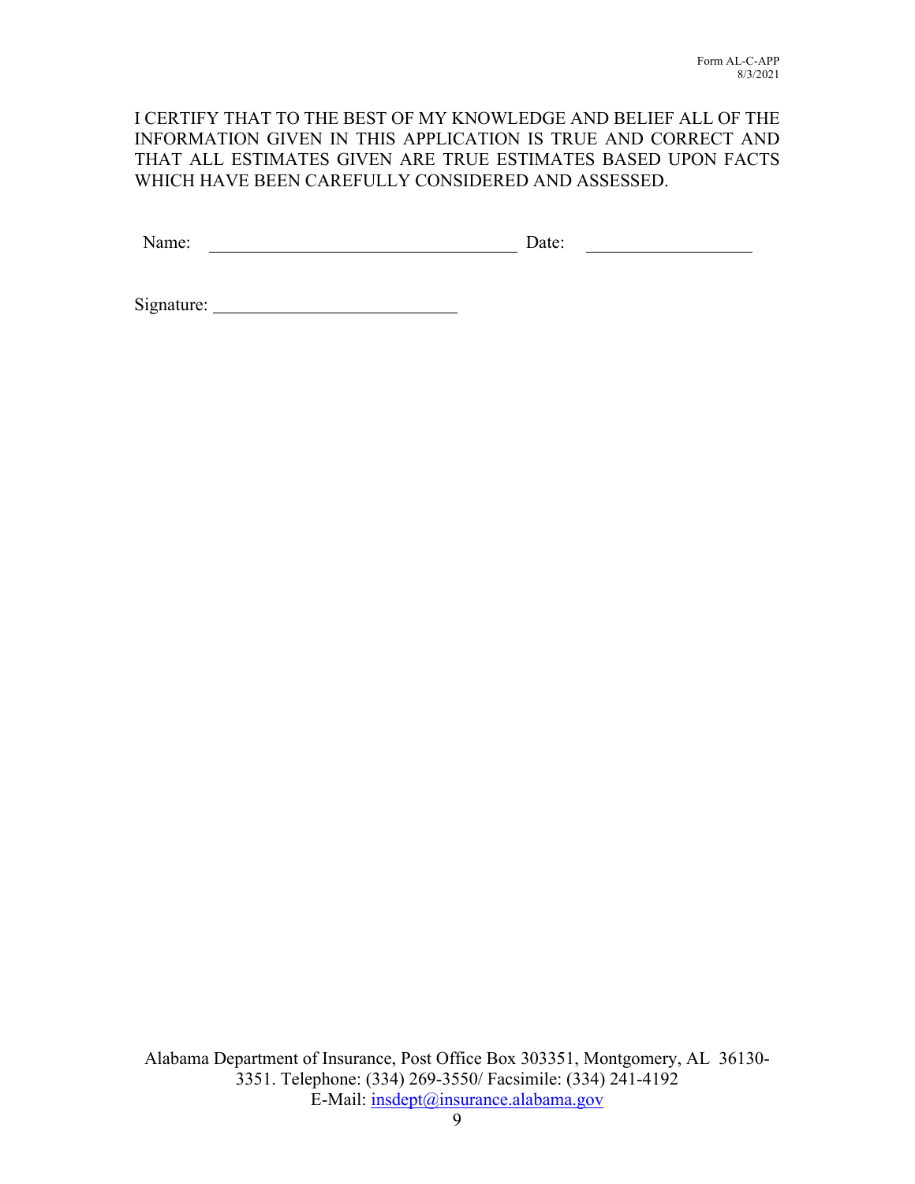I CERTIFY THAT TO THE BEST OF MY KNOWLEDGE AND BELIEF ALL OF THE INFORMATION GIVEN IN THIS APPLICATION IS TRUE AND CORRECT AND THAT ALL ESTIMATES GIVEN ARE TRUE ESTIMATES BASED UPON FACTS WHICH HAVE BEEN CAREFULLY CONSIDERED AND ASSESSED.

Name: ______________________________ Date: ________________

Signature: ________________________

Alabama Department of Insurance, Post Office Box 303351, Montgomery, AL 36130-3351. Telephone: (334) 269-3550/ Facsimile: (334) 241-4192
E-Mail: insdept@insurance.alabama.gov